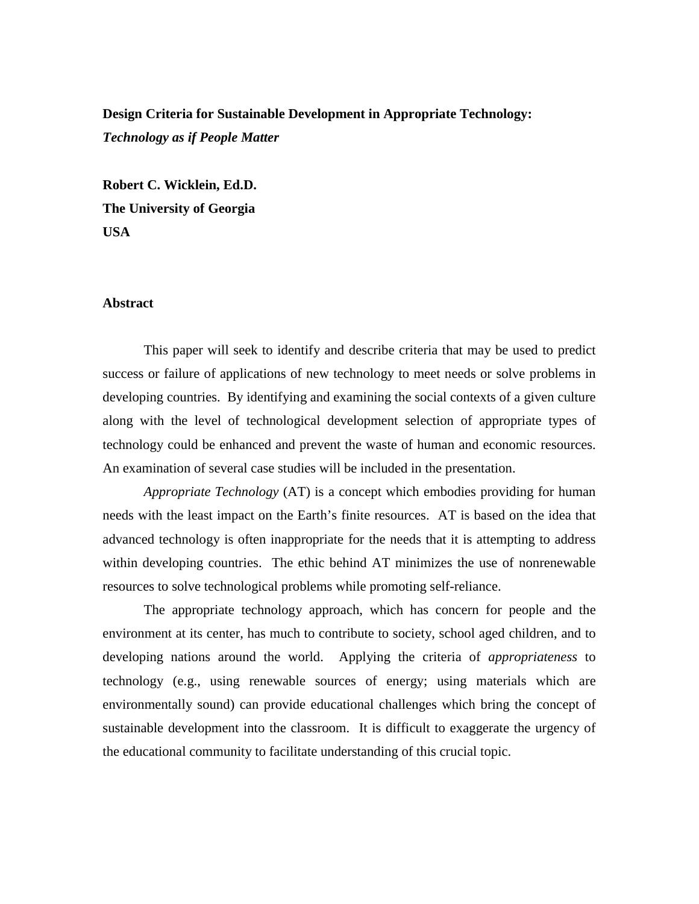# Design Criteria for Sustainable Development in Appropriate Technology: *Technology as if People Matter*

**Robert C. Wicklein, Ed.D.**
**The University of Georgia**
**USA**

## Abstract

This paper will seek to identify and describe criteria that may be used to predict success or failure of applications of new technology to meet needs or solve problems in developing countries. By identifying and examining the social contexts of a given culture along with the level of technological development selection of appropriate types of technology could be enhanced and prevent the waste of human and economic resources. An examination of several case studies will be included in the presentation.

*Appropriate Technology* (AT) is a concept which embodies providing for human needs with the least impact on the Earth's finite resources. AT is based on the idea that advanced technology is often inappropriate for the needs that it is attempting to address within developing countries. The ethic behind AT minimizes the use of nonrenewable resources to solve technological problems while promoting self-reliance.

The appropriate technology approach, which has concern for people and the environment at its center, has much to contribute to society, school aged children, and to developing nations around the world. Applying the criteria of *appropriateness* to technology (e.g., using renewable sources of energy; using materials which are environmentally sound) can provide educational challenges which bring the concept of sustainable development into the classroom. It is difficult to exaggerate the urgency of the educational community to facilitate understanding of this crucial topic.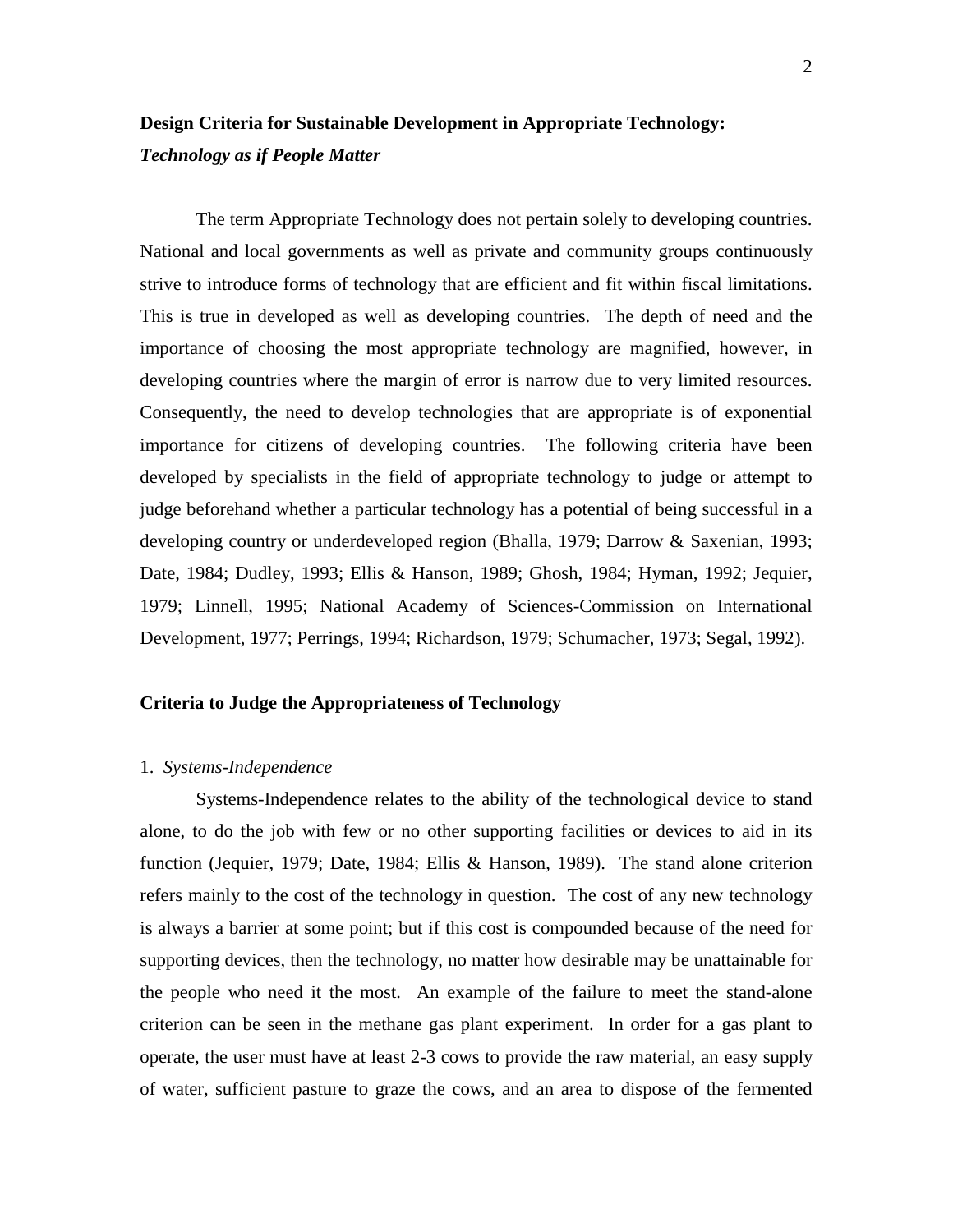# **Design Criteria for Sustainable Development in Appropriate Technology:**
## ***Technology as if People Matter***

The term Appropriate Technology does not pertain solely to developing countries. National and local governments as well as private and community groups continuously strive to introduce forms of technology that are efficient and fit within fiscal limitations. This is true in developed as well as developing countries. The depth of need and the importance of choosing the most appropriate technology are magnified, however, in developing countries where the margin of error is narrow due to very limited resources. Consequently, the need to develop technologies that are appropriate is of exponential importance for citizens of developing countries. The following criteria have been developed by specialists in the field of appropriate technology to judge or attempt to judge beforehand whether a particular technology has a potential of being successful in a developing country or underdeveloped region (Bhalla, 1979; Darrow & Saxenian, 1993; Date, 1984; Dudley, 1993; Ellis & Hanson, 1989; Ghosh, 1984; Hyman, 1992; Jequier, 1979; Linnell, 1995; National Academy of Sciences-Commission on International Development, 1977; Perrings, 1994; Richardson, 1979; Schumacher, 1973; Segal, 1992).

## **Criteria to Judge the Appropriateness of Technology**

### 1. *Systems-Independence*

Systems-Independence relates to the ability of the technological device to stand alone, to do the job with few or no other supporting facilities or devices to aid in its function (Jequier, 1979; Date, 1984; Ellis & Hanson, 1989). The stand alone criterion refers mainly to the cost of the technology in question. The cost of any new technology is always a barrier at some point; but if this cost is compounded because of the need for supporting devices, then the technology, no matter how desirable may be unattainable for the people who need it the most. An example of the failure to meet the stand-alone criterion can be seen in the methane gas plant experiment. In order for a gas plant to operate, the user must have at least 2-3 cows to provide the raw material, an easy supply of water, sufficient pasture to graze the cows, and an area to dispose of the fermented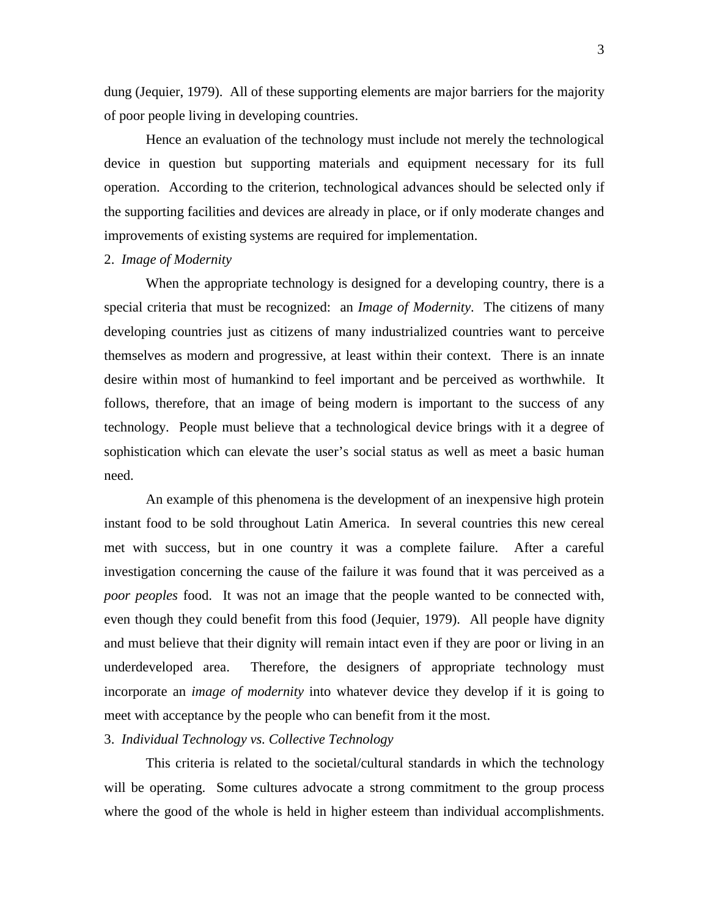dung (Jequier, 1979). All of these supporting elements are major barriers for the majority of poor people living in developing countries.

Hence an evaluation of the technology must include not merely the technological device in question but supporting materials and equipment necessary for its full operation. According to the criterion, technological advances should be selected only if the supporting facilities and devices are already in place, or if only moderate changes and improvements of existing systems are required for implementation.

2. *Image of Modernity*

When the appropriate technology is designed for a developing country, there is a special criteria that must be recognized: an *Image of Modernity*. The citizens of many developing countries just as citizens of many industrialized countries want to perceive themselves as modern and progressive, at least within their context. There is an innate desire within most of humankind to feel important and be perceived as worthwhile. It follows, therefore, that an image of being modern is important to the success of any technology. People must believe that a technological device brings with it a degree of sophistication which can elevate the user's social status as well as meet a basic human need.

An example of this phenomena is the development of an inexpensive high protein instant food to be sold throughout Latin America. In several countries this new cereal met with success, but in one country it was a complete failure. After a careful investigation concerning the cause of the failure it was found that it was perceived as a *poor peoples* food. It was not an image that the people wanted to be connected with, even though they could benefit from this food (Jequier, 1979). All people have dignity and must believe that their dignity will remain intact even if they are poor or living in an underdeveloped area. Therefore, the designers of appropriate technology must incorporate an *image of modernity* into whatever device they develop if it is going to meet with acceptance by the people who can benefit from it the most.

3. *Individual Technology vs. Collective Technology*

This criteria is related to the societal/cultural standards in which the technology will be operating. Some cultures advocate a strong commitment to the group process where the good of the whole is held in higher esteem than individual accomplishments.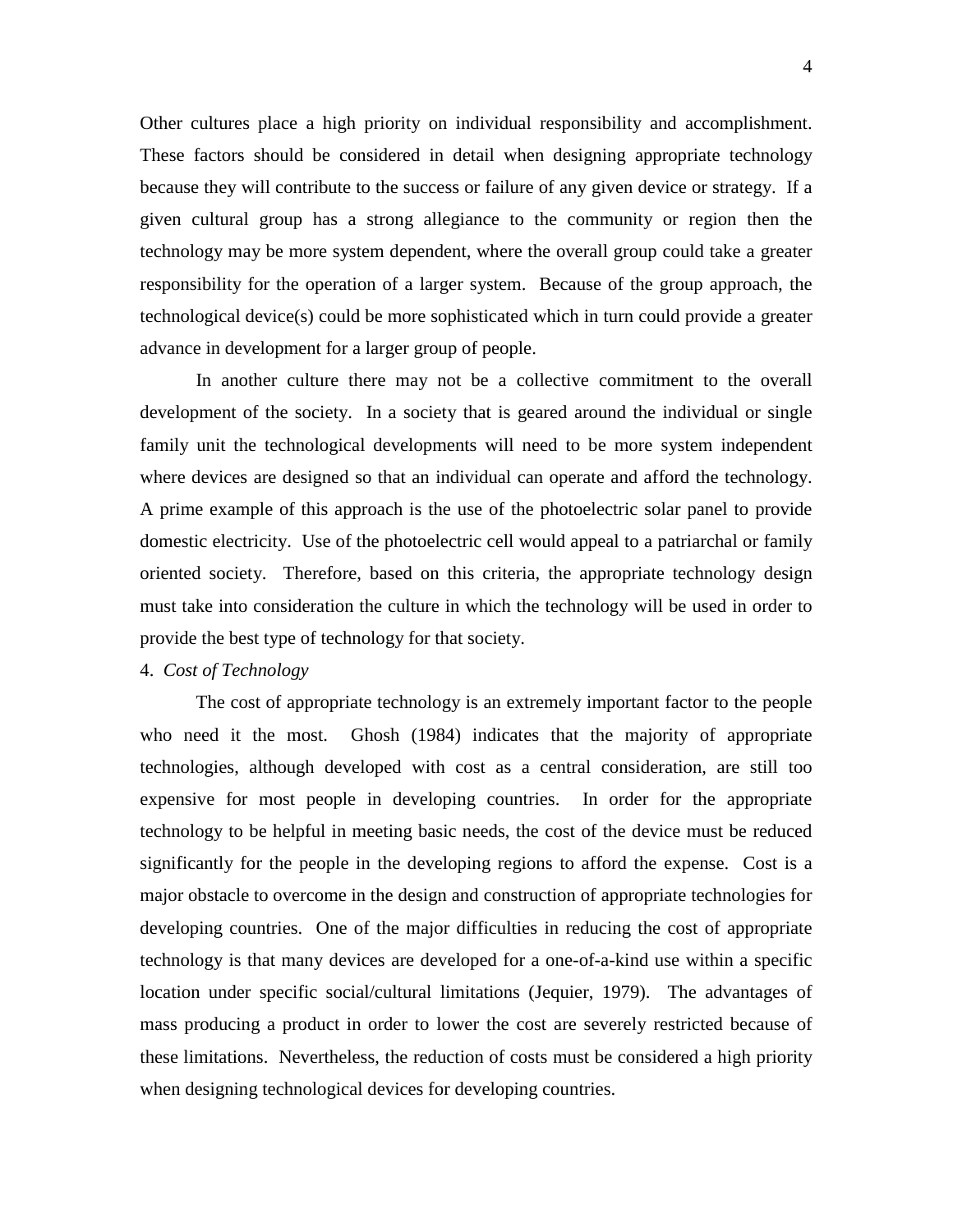Other cultures place a high priority on individual responsibility and accomplishment. These factors should be considered in detail when designing appropriate technology because they will contribute to the success or failure of any given device or strategy. If a given cultural group has a strong allegiance to the community or region then the technology may be more system dependent, where the overall group could take a greater responsibility for the operation of a larger system. Because of the group approach, the technological device(s) could be more sophisticated which in turn could provide a greater advance in development for a larger group of people.

In another culture there may not be a collective commitment to the overall development of the society. In a society that is geared around the individual or single family unit the technological developments will need to be more system independent where devices are designed so that an individual can operate and afford the technology. A prime example of this approach is the use of the photoelectric solar panel to provide domestic electricity. Use of the photoelectric cell would appeal to a patriarchal or family oriented society. Therefore, based on this criteria, the appropriate technology design must take into consideration the culture in which the technology will be used in order to provide the best type of technology for that society.

4. *Cost of Technology*

The cost of appropriate technology is an extremely important factor to the people who need it the most. Ghosh (1984) indicates that the majority of appropriate technologies, although developed with cost as a central consideration, are still too expensive for most people in developing countries. In order for the appropriate technology to be helpful in meeting basic needs, the cost of the device must be reduced significantly for the people in the developing regions to afford the expense. Cost is a major obstacle to overcome in the design and construction of appropriate technologies for developing countries. One of the major difficulties in reducing the cost of appropriate technology is that many devices are developed for a one-of-a-kind use within a specific location under specific social/cultural limitations (Jequier, 1979). The advantages of mass producing a product in order to lower the cost are severely restricted because of these limitations. Nevertheless, the reduction of costs must be considered a high priority when designing technological devices for developing countries.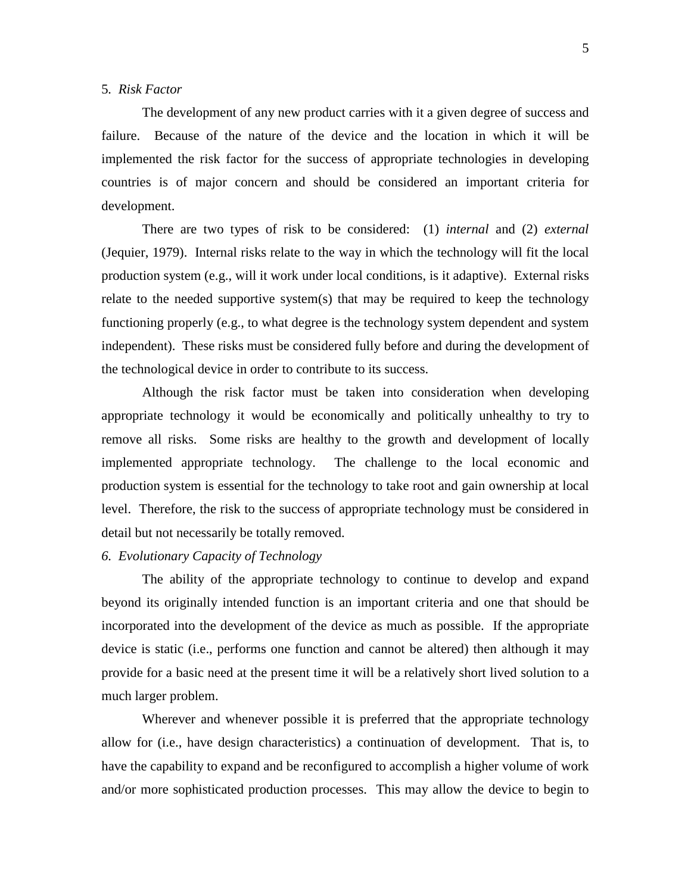5. *Risk Factor*

The development of any new product carries with it a given degree of success and failure. Because of the nature of the device and the location in which it will be implemented the risk factor for the success of appropriate technologies in developing countries is of major concern and should be considered an important criteria for development.

There are two types of risk to be considered: (1) *internal* and (2) *external* (Jequier, 1979). Internal risks relate to the way in which the technology will fit the local production system (e.g., will it work under local conditions, is it adaptive). External risks relate to the needed supportive system(s) that may be required to keep the technology functioning properly (e.g., to what degree is the technology system dependent and system independent). These risks must be considered fully before and during the development of the technological device in order to contribute to its success.

Although the risk factor must be taken into consideration when developing appropriate technology it would be economically and politically unhealthy to try to remove all risks. Some risks are healthy to the growth and development of locally implemented appropriate technology. The challenge to the local economic and production system is essential for the technology to take root and gain ownership at local level. Therefore, the risk to the success of appropriate technology must be considered in detail but not necessarily be totally removed.

*6. Evolutionary Capacity of Technology*

The ability of the appropriate technology to continue to develop and expand beyond its originally intended function is an important criteria and one that should be incorporated into the development of the device as much as possible. If the appropriate device is static (i.e., performs one function and cannot be altered) then although it may provide for a basic need at the present time it will be a relatively short lived solution to a much larger problem.

Wherever and whenever possible it is preferred that the appropriate technology allow for (i.e., have design characteristics) a continuation of development. That is, to have the capability to expand and be reconfigured to accomplish a higher volume of work and/or more sophisticated production processes. This may allow the device to begin to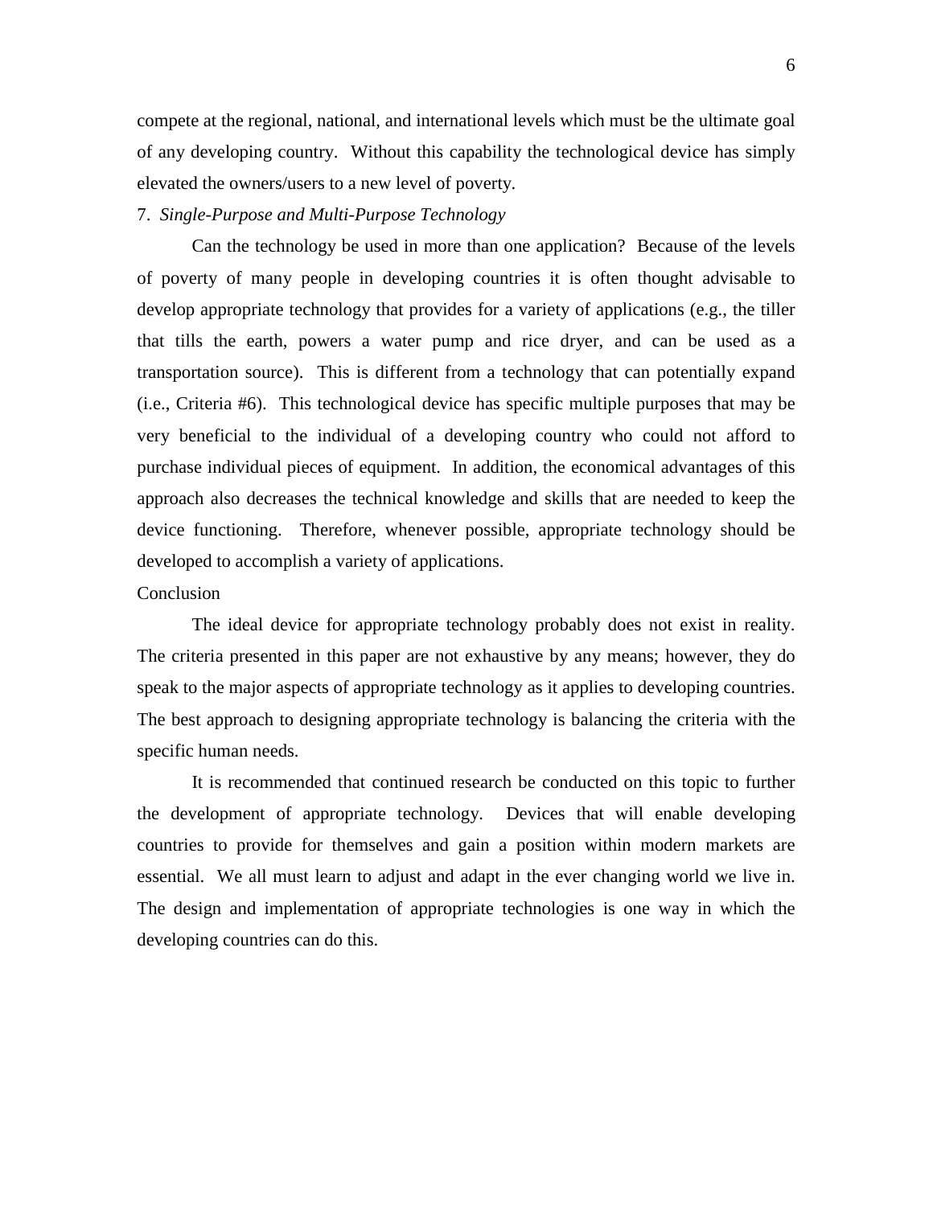compete at the regional, national, and international levels which must be the ultimate goal of any developing country. Without this capability the technological device has simply elevated the owners/users to a new level of poverty.

7. *Single-Purpose and Multi-Purpose Technology*

Can the technology be used in more than one application? Because of the levels of poverty of many people in developing countries it is often thought advisable to develop appropriate technology that provides for a variety of applications (e.g., the tiller that tills the earth, powers a water pump and rice dryer, and can be used as a transportation source). This is different from a technology that can potentially expand (i.e., Criteria #6). This technological device has specific multiple purposes that may be very beneficial to the individual of a developing country who could not afford to purchase individual pieces of equipment. In addition, the economical advantages of this approach also decreases the technical knowledge and skills that are needed to keep the device functioning. Therefore, whenever possible, appropriate technology should be developed to accomplish a variety of applications.

## Conclusion

The ideal device for appropriate technology probably does not exist in reality. The criteria presented in this paper are not exhaustive by any means; however, they do speak to the major aspects of appropriate technology as it applies to developing countries. The best approach to designing appropriate technology is balancing the criteria with the specific human needs.

It is recommended that continued research be conducted on this topic to further the development of appropriate technology. Devices that will enable developing countries to provide for themselves and gain a position within modern markets are essential. We all must learn to adjust and adapt in the ever changing world we live in. The design and implementation of appropriate technologies is one way in which the developing countries can do this.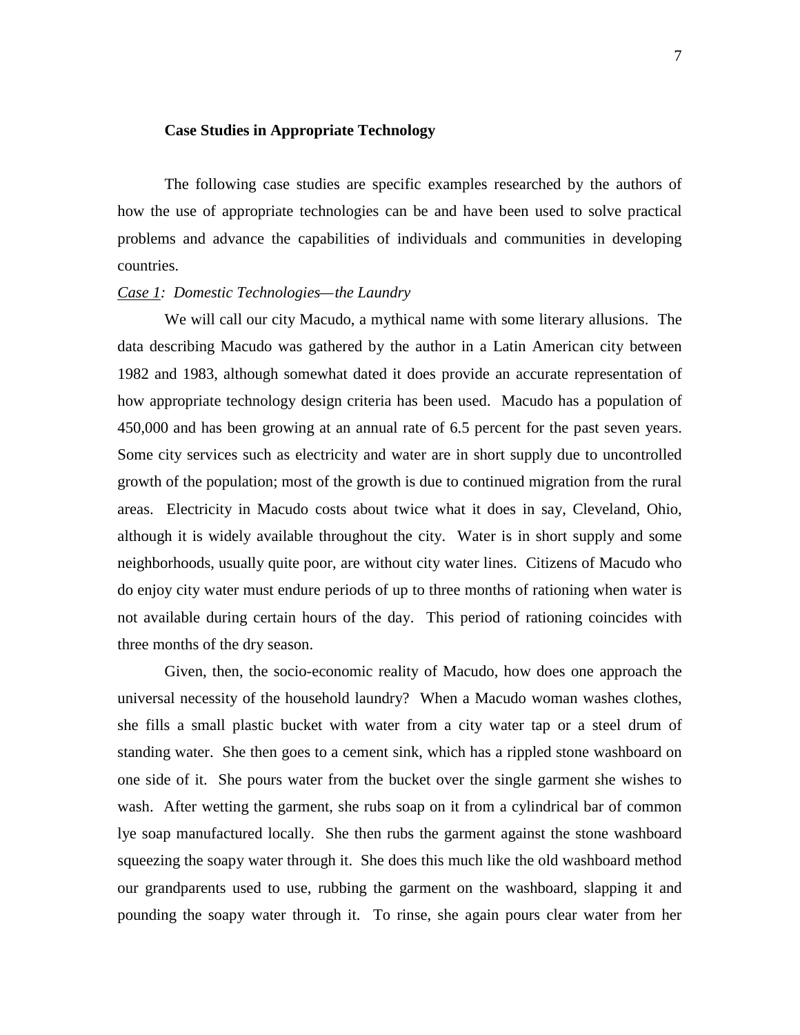**Case Studies in Appropriate Technology**

The following case studies are specific examples researched by the authors of how the use of appropriate technologies can be and have been used to solve practical problems and advance the capabilities of individuals and communities in developing countries.

<u>Case 1</u>: *Domestic Technologies—the Laundry*

We will call our city Macudo, a mythical name with some literary allusions. The data describing Macudo was gathered by the author in a Latin American city between 1982 and 1983, although somewhat dated it does provide an accurate representation of how appropriate technology design criteria has been used. Macudo has a population of 450,000 and has been growing at an annual rate of 6.5 percent for the past seven years. Some city services such as electricity and water are in short supply due to uncontrolled growth of the population; most of the growth is due to continued migration from the rural areas. Electricity in Macudo costs about twice what it does in say, Cleveland, Ohio, although it is widely available throughout the city. Water is in short supply and some neighborhoods, usually quite poor, are without city water lines. Citizens of Macudo who do enjoy city water must endure periods of up to three months of rationing when water is not available during certain hours of the day. This period of rationing coincides with three months of the dry season.

Given, then, the socio-economic reality of Macudo, how does one approach the universal necessity of the household laundry? When a Macudo woman washes clothes, she fills a small plastic bucket with water from a city water tap or a steel drum of standing water. She then goes to a cement sink, which has a rippled stone washboard on one side of it. She pours water from the bucket over the single garment she wishes to wash. After wetting the garment, she rubs soap on it from a cylindrical bar of common lye soap manufactured locally. She then rubs the garment against the stone washboard squeezing the soapy water through it. She does this much like the old washboard method our grandparents used to use, rubbing the garment on the washboard, slapping it and pounding the soapy water through it. To rinse, she again pours clear water from her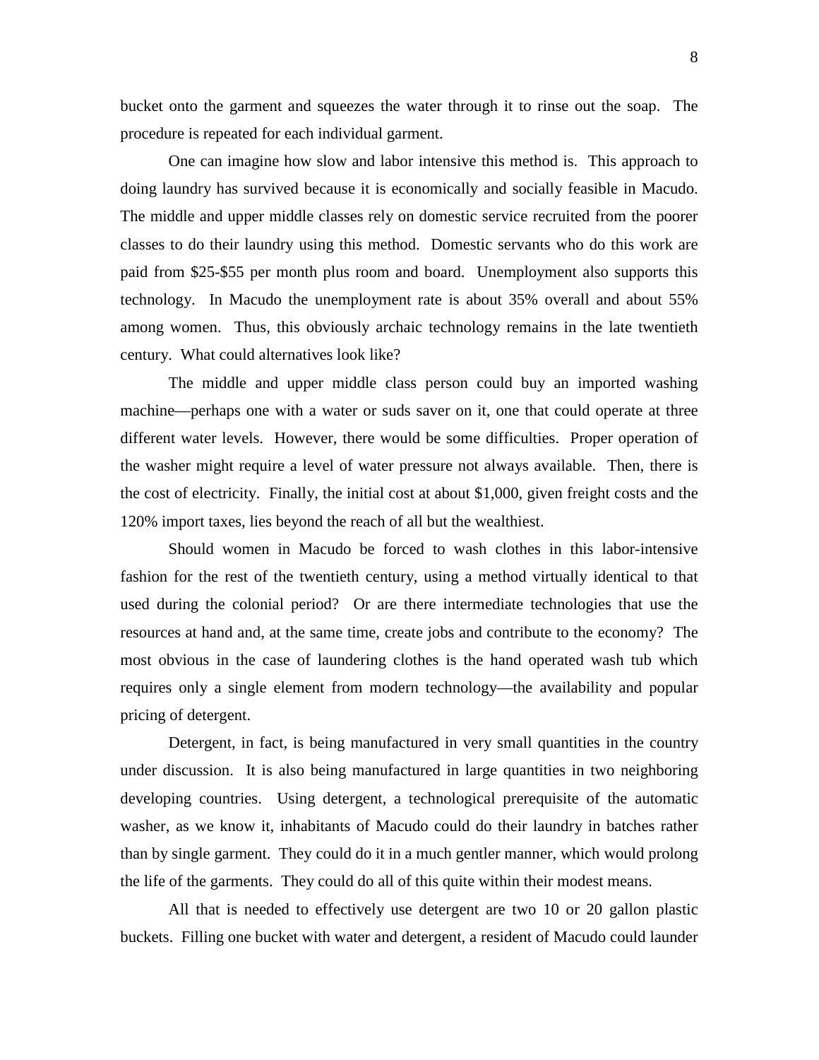bucket onto the garment and squeezes the water through it to rinse out the soap. The procedure is repeated for each individual garment.

One can imagine how slow and labor intensive this method is. This approach to doing laundry has survived because it is economically and socially feasible in Macudo. The middle and upper middle classes rely on domestic service recruited from the poorer classes to do their laundry using this method. Domestic servants who do this work are paid from $25-$55 per month plus room and board. Unemployment also supports this technology. In Macudo the unemployment rate is about 35% overall and about 55% among women. Thus, this obviously archaic technology remains in the late twentieth century. What could alternatives look like?

The middle and upper middle class person could buy an imported washing machine—perhaps one with a water or suds saver on it, one that could operate at three different water levels. However, there would be some difficulties. Proper operation of the washer might require a level of water pressure not always available. Then, there is the cost of electricity. Finally, the initial cost at about $1,000, given freight costs and the 120% import taxes, lies beyond the reach of all but the wealthiest.

Should women in Macudo be forced to wash clothes in this labor-intensive fashion for the rest of the twentieth century, using a method virtually identical to that used during the colonial period? Or are there intermediate technologies that use the resources at hand and, at the same time, create jobs and contribute to the economy? The most obvious in the case of laundering clothes is the hand operated wash tub which requires only a single element from modern technology—the availability and popular pricing of detergent.

Detergent, in fact, is being manufactured in very small quantities in the country under discussion. It is also being manufactured in large quantities in two neighboring developing countries. Using detergent, a technological prerequisite of the automatic washer, as we know it, inhabitants of Macudo could do their laundry in batches rather than by single garment. They could do it in a much gentler manner, which would prolong the life of the garments. They could do all of this quite within their modest means.

All that is needed to effectively use detergent are two 10 or 20 gallon plastic buckets. Filling one bucket with water and detergent, a resident of Macudo could launder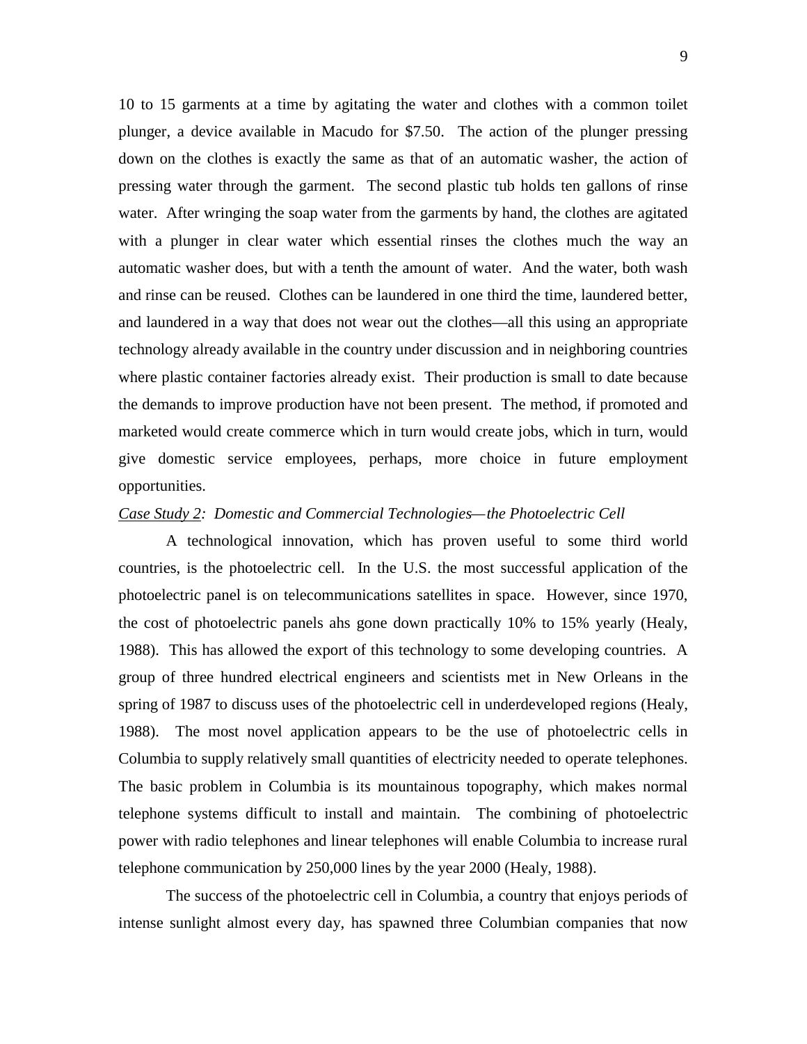10 to 15 garments at a time by agitating the water and clothes with a common toilet plunger, a device available in Macudo for $7.50. The action of the plunger pressing down on the clothes is exactly the same as that of an automatic washer, the action of pressing water through the garment. The second plastic tub holds ten gallons of rinse water. After wringing the soap water from the garments by hand, the clothes are agitated with a plunger in clear water which essential rinses the clothes much the way an automatic washer does, but with a tenth the amount of water. And the water, both wash and rinse can be reused. Clothes can be laundered in one third the time, laundered better, and laundered in a way that does not wear out the clothes—all this using an appropriate technology already available in the country under discussion and in neighboring countries where plastic container factories already exist. Their production is small to date because the demands to improve production have not been present. The method, if promoted and marketed would create commerce which in turn would create jobs, which in turn, would give domestic service employees, perhaps, more choice in future employment opportunities.

*<u>Case Study 2</u>: Domestic and Commercial Technologies—the Photoelectric Cell*

A technological innovation, which has proven useful to some third world countries, is the photoelectric cell. In the U.S. the most successful application of the photoelectric panel is on telecommunications satellites in space. However, since 1970, the cost of photoelectric panels ahs gone down practically 10% to 15% yearly (Healy, 1988). This has allowed the export of this technology to some developing countries. A group of three hundred electrical engineers and scientists met in New Orleans in the spring of 1987 to discuss uses of the photoelectric cell in underdeveloped regions (Healy, 1988). The most novel application appears to be the use of photoelectric cells in Columbia to supply relatively small quantities of electricity needed to operate telephones. The basic problem in Columbia is its mountainous topography, which makes normal telephone systems difficult to install and maintain. The combining of photoelectric power with radio telephones and linear telephones will enable Columbia to increase rural telephone communication by 250,000 lines by the year 2000 (Healy, 1988).

The success of the photoelectric cell in Columbia, a country that enjoys periods of intense sunlight almost every day, has spawned three Columbian companies that now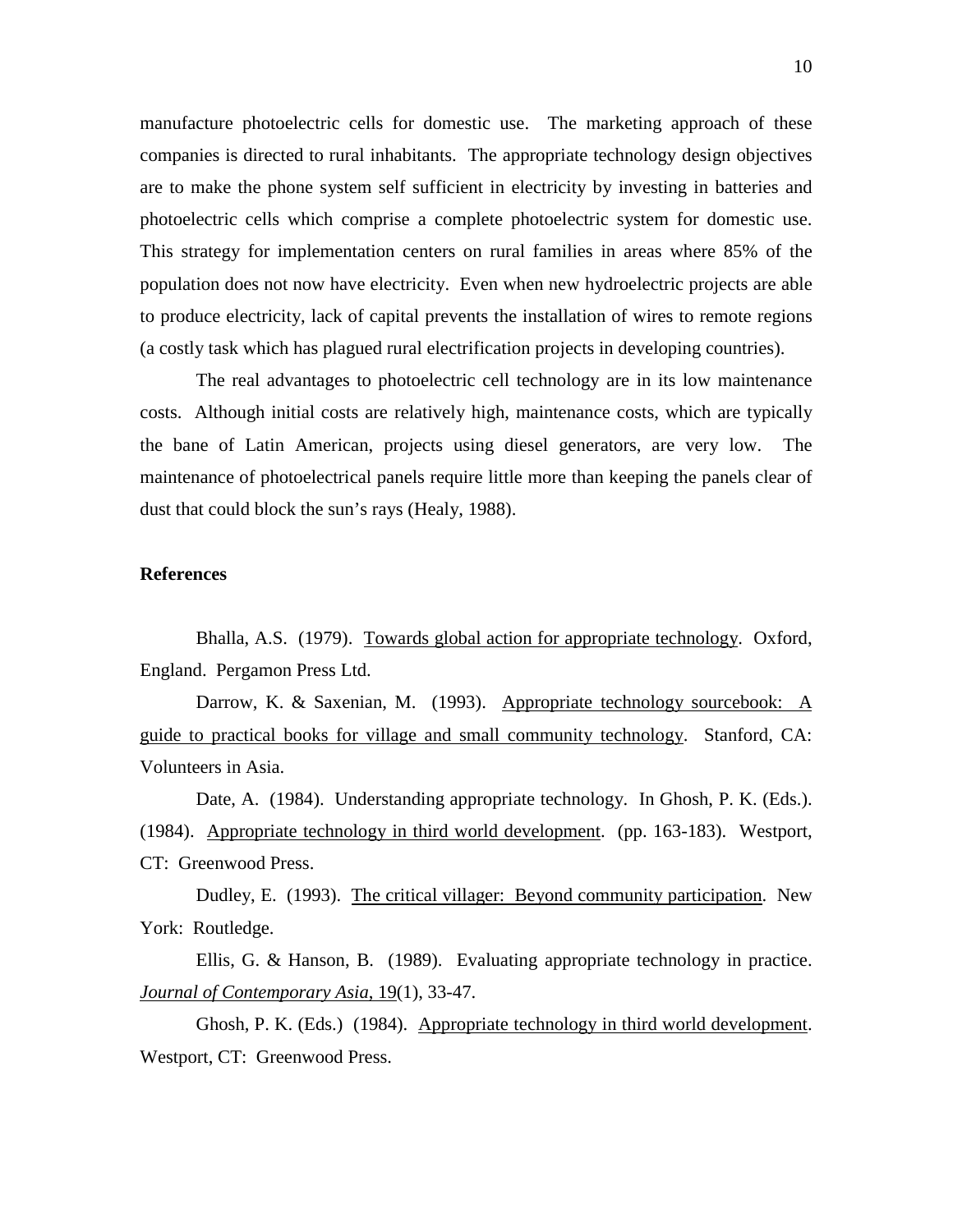manufacture photoelectric cells for domestic use. The marketing approach of these companies is directed to rural inhabitants. The appropriate technology design objectives are to make the phone system self sufficient in electricity by investing in batteries and photoelectric cells which comprise a complete photoelectric system for domestic use. This strategy for implementation centers on rural families in areas where 85% of the population does not now have electricity. Even when new hydroelectric projects are able to produce electricity, lack of capital prevents the installation of wires to remote regions (a costly task which has plagued rural electrification projects in developing countries).

The real advantages to photoelectric cell technology are in its low maintenance costs. Although initial costs are relatively high, maintenance costs, which are typically the bane of Latin American, projects using diesel generators, are very low. The maintenance of photoelectrical panels require little more than keeping the panels clear of dust that could block the sun's rays (Healy, 1988).

**References**

Bhalla, A.S. (1979). Towards global action for appropriate technology. Oxford, England. Pergamon Press Ltd.

Darrow, K. & Saxenian, M. (1993). Appropriate technology sourcebook: A guide to practical books for village and small community technology. Stanford, CA: Volunteers in Asia.

Date, A. (1984). Understanding appropriate technology. In Ghosh, P. K. (Eds.). (1984). Appropriate technology in third world development. (pp. 163-183). Westport, CT: Greenwood Press.

Dudley, E. (1993). The critical villager: Beyond community participation. New York: Routledge.

Ellis, G. & Hanson, B. (1989). Evaluating appropriate technology in practice. *Journal of Contemporary Asia*, 19(1), 33-47.

Ghosh, P. K. (Eds.) (1984). Appropriate technology in third world development. Westport, CT: Greenwood Press.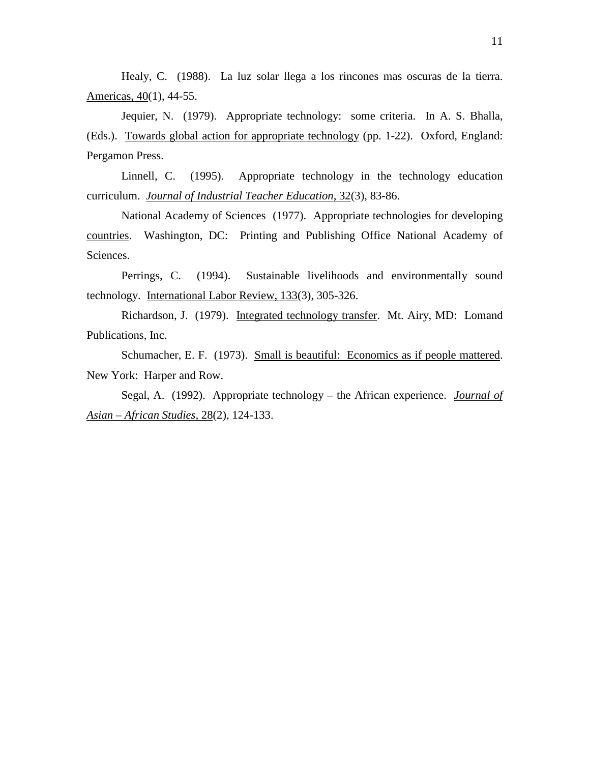Healy, C. (1988). La luz solar llega a los rincones mas oscuras de la tierra. Americas, 40(1), 44-55.

Jequier, N. (1979). Appropriate technology: some criteria. In A. S. Bhalla, (Eds.). Towards global action for appropriate technology (pp. 1-22). Oxford, England: Pergamon Press.

Linnell, C. (1995). Appropriate technology in the technology education curriculum. *Journal of Industrial Teacher Education,* 32(3), 83-86.

National Academy of Sciences (1977). Appropriate technologies for developing countries. Washington, DC: Printing and Publishing Office National Academy of Sciences.

Perrings, C. (1994). Sustainable livelihoods and environmentally sound technology. International Labor Review, 133(3), 305-326.

Richardson, J. (1979). Integrated technology transfer. Mt. Airy, MD: Lomand Publications, Inc.

Schumacher, E. F. (1973). Small is beautiful: Economics as if people mattered. New York: Harper and Row.

Segal, A. (1992). Appropriate technology – the African experience. *Journal of Asian – African Studies,* 28(2), 124-133.